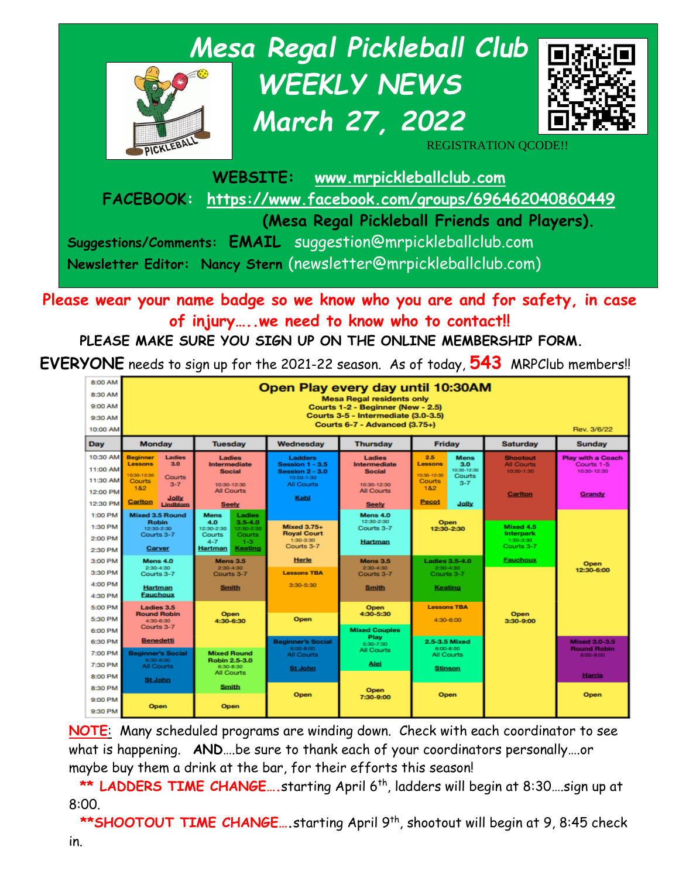# Mesa Regal Pickleball Club WEEKLY NEWS March 27, 2022

REGISTRATION QCODE!!

**WEBSITE:** www.mrpickleballclub.com

**FACEBOOK:** https://www.facebook.com/groups/696462040860449 **(Mesa Regal Pickleball Friends and Players).**

**Suggestions/Comments: EMAIL** suggestion@mrpickleballclub.com

**Newsletter Editor: Nancy Stern** (newsletter@mrpickleballclub.com)

**Please wear your name badge so we know who you are and for safety, in case of injury…..we need to know who to contact!!**

**PLEASE MAKE SURE YOU SIGN UP ON THE ONLINE MEMBERSHIP FORM.**

**EVERYONE** needs to sign up for the 2021-22 season. As of today, **543** MRPClub members!!

**Open Play every day until 10:30AM** (8:00 AM – 10:30 AM)
Mesa Regal residents only
Courts 1-2 - Beginner (New - 2.5)
Courts 3-5 - Intermediate (3.0-3.5)
Courts 6-7 - Advanced (3.75+)

Rev. 3/6/22

| Day | Monday | Tuesday | Wednesday | Thursday | Friday | Saturday | Sunday |
|---|---|---|---|---|---|---|---|
| 10:30 AM – 12:30 PM | Beginner Lessons 10:30-12:30 Courts 1&2 Carlton; Ladies 3.0 Courts 3-7 Jolly Lindblom | Ladies Intermediate Social 10:30-12:30 All Courts Seely | Ladders Session 1 - 3.5 Session 2 - 3.0 10:30-1:30 All Courts Kehl | Ladies Intermediate Social 10:30-12:30 All Courts Seely | 2.5 Lessons 10:30-12:30 Courts 1&2 Pecot; Mens 3.0 10:30-12:30 Courts 3-7 Jolly | Shootout All Courts 10:30-1:30 Carlton | Play with a Coach Courts 1-5 10:30-12:30 Grandy |
| 1:00 PM – 2:30 PM | Mixed 3.5 Round Robin 12:30-2:30 Courts 3-7 Carver | Mens 4.0 12:30-2:30 Courts 4-7 Hartman; Ladies 3.5-4.0 12:30-2:30 Courts 1-3 Keating | Mixed 3.75+ Royal Court 1:30-3:30 Courts 3-7 | Mens 4.0 12:30-2:30 Courts 3-7 Hartman | Open 12:30-2:30 | Mixed 4.5 Interpark 1:30-3:30 Courts 3-7 Fauchoux | Open 12:30-6:00 |
| 3:00 PM – 4:30 PM | Mens 4.0 2:30-4:30 Courts 3-7 Hartman Fauchoux | Mens 3.5 2:30-4:30 Courts 3-7 Smith | Herle; Lessons TBA 3:30-5:30 | Mens 3.5 2:30-4:30 Courts 3-7 Smith | Ladies 3.5-4.0 2:30-4:30 Courts 3-7 Keating | Open 3:30-9:00 | |
| 5:00 PM – 6:30 PM | Ladies 3.5 Round Robin 4:30-6:30 Courts 3-7 Benedetti | Open 4:30-6:30 | Open | Open 4:30-5:30; Mixed Couples Play 5:30-7:30 All Courts Alei | Lessons TBA 4:30-6:00 | | |
| 7:00 PM – 8:30 PM | Beginner's Social 6:30-8:30 All Courts St John | Mixed Round Robin 2.5-3.0 6:30-8:30 All Courts Smith | Beginner's Social 6:00-8:00 All Courts St John | | 2.5-3.5 Mixed 6:00-8:00 All Courts Stinson | | Mixed 3.0-3.5 Round Robin 6:00-8:00 Harris |
| 9:00 PM – 9:30 PM | Open | Open | Open | Open 7:30-9:00 | Open | | Open |

<u>NOTE</u>: Many scheduled programs are winding down. Check with each coordinator to see what is happening. **AND**….be sure to thank each of your coordinators personally….or maybe buy them a drink at the bar, for their efforts this season!

**\*\* LADDERS TIME CHANGE….**starting April 6th, ladders will begin at 8:30….sign up at 8:00.

**\*\*SHOOTOUT TIME CHANGE….**starting April 9th, shootout will begin at 9, 8:45 check in.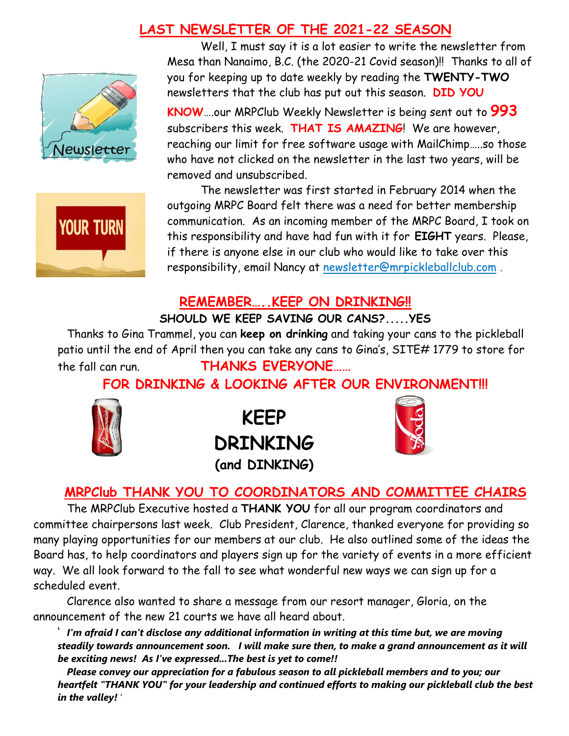## LAST NEWSLETTER OF THE 2021-22 SEASON

Well, I must say it is a lot easier to write the newsletter from Mesa than Nanaimo, B.C. (the 2020-21 Covid season)!! Thanks to all of you for keeping up to date weekly by reading the **TWENTY-TWO** newsletters that the club has put out this season. **DID YOU KNOW**….our MRPClub Weekly Newsletter is being sent out to **993** subscribers this week. **THAT IS AMAZING**! We are however, reaching our limit for free software usage with MailChimp…..so those who have not clicked on the newsletter in the last two years, will be removed and unsubscribed.

The newsletter was first started in February 2014 when the outgoing MRPC Board felt there was a need for better membership communication. As an incoming member of the MRPC Board, I took on this responsibility and have had fun with it for **EIGHT** years. Please, if there is anyone else in our club who would like to take over this responsibility, email Nancy at newsletter@mrpickleballclub.com .

## REMEMBER…..KEEP ON DRINKING!!

**SHOULD WE KEEP SAVING OUR CANS?.....YES**

Thanks to Gina Trammel, you can **keep on drinking** and taking your cans to the pickleball patio until the end of April then you can take any cans to Gina's, SITE# 1779 to store for the fall can run. **THANKS EVERYONE……**

**FOR DRINKING & LOOKING AFTER OUR ENVIRONMENT!!!**

**KEEP DRINKING (and DINKING)**

## MRPClub THANK YOU TO COORDINATORS AND COMMITTEE CHAIRS

The MRPClub Executive hosted a **THANK YOU** for all our program coordinators and committee chairpersons last week. Club President, Clarence, thanked everyone for providing so many playing opportunities for our members at our club. He also outlined some of the ideas the Board has, to help coordinators and players sign up for the variety of events in a more efficient way. We all look forward to the fall to see what wonderful new ways we can sign up for a scheduled event.

Clarence also wanted to share a message from our resort manager, Gloria, on the announcement of the new 21 courts we have all heard about.

' ***I'm afraid I can't disclose any additional information in writing at this time but, we are moving steadily towards announcement soon. I will make sure then, to make a grand announcement as it will be exciting news! As I've expressed...The best is yet to come!!***

***Please convey our appreciation for a fabulous season to all pickleball members and to you; our heartfelt "THANK YOU" for your leadership and continued efforts to making our pickleball club the best in the valley!*** '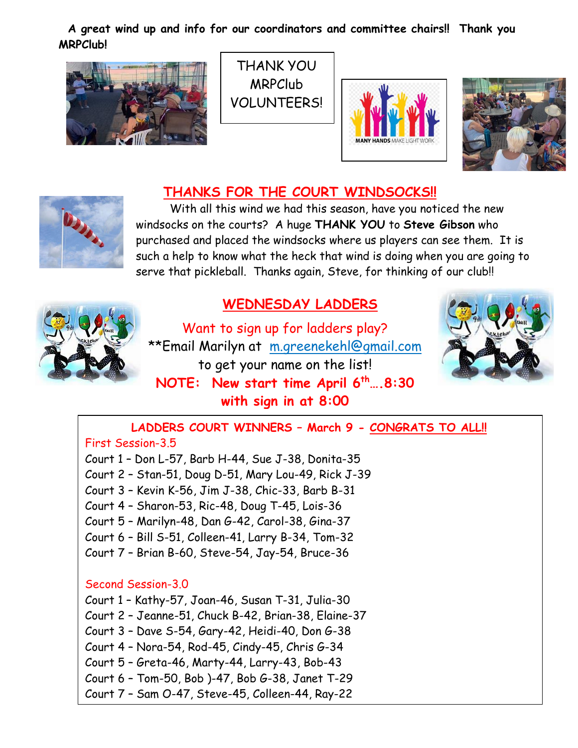**A great wind up and info for our coordinators and committee chairs!! Thank you MRPClub!**

THANK YOU MRPClub VOLUNTEERS!

MANY HANDS MAKE LIGHT WORK

## THANKS FOR THE COURT WINDSOCKS!!

With all this wind we had this season, have you noticed the new windsocks on the courts? A huge **THANK YOU** to **Steve Gibson** who purchased and placed the windsocks where us players can see them. It is such a help to know what the heck that wind is doing when you are going to serve that pickleball. Thanks again, Steve, for thinking of our club!!

## WEDNESDAY LADDERS

Want to sign up for ladders play?

**Email Marilyn at m.greenekehl@gmail.com to get your name on the list!

**NOTE: New start time April 6th….8:30 with sign in at 8:00**

### LADDERS COURT WINNERS – March 9 - CONGRATS TO ALL!!

First Session-3.5

Court 1 – Don L-57, Barb H-44, Sue J-38, Donita-35
Court 2 – Stan-51, Doug D-51, Mary Lou-49, Rick J-39
Court 3 – Kevin K-56, Jim J-38, Chic-33, Barb B-31
Court 4 – Sharon-53, Ric-48, Doug T-45, Lois-36
Court 5 – Marilyn-48, Dan G-42, Carol-38, Gina-37
Court 6 – Bill S-51, Colleen-41, Larry B-34, Tom-32
Court 7 – Brian B-60, Steve-54, Jay-54, Bruce-36

Second Session-3.0

Court 1 – Kathy-57, Joan-46, Susan T-31, Julia-30
Court 2 – Jeanne-51, Chuck B-42, Brian-38, Elaine-37
Court 3 – Dave S-54, Gary-42, Heidi-40, Don G-38
Court 4 – Nora-54, Rod-45, Cindy-45, Chris G-34
Court 5 – Greta-46, Marty-44, Larry-43, Bob-43
Court 6 – Tom-50, Bob )-47, Bob G-38, Janet T-29
Court 7 – Sam O-47, Steve-45, Colleen-44, Ray-22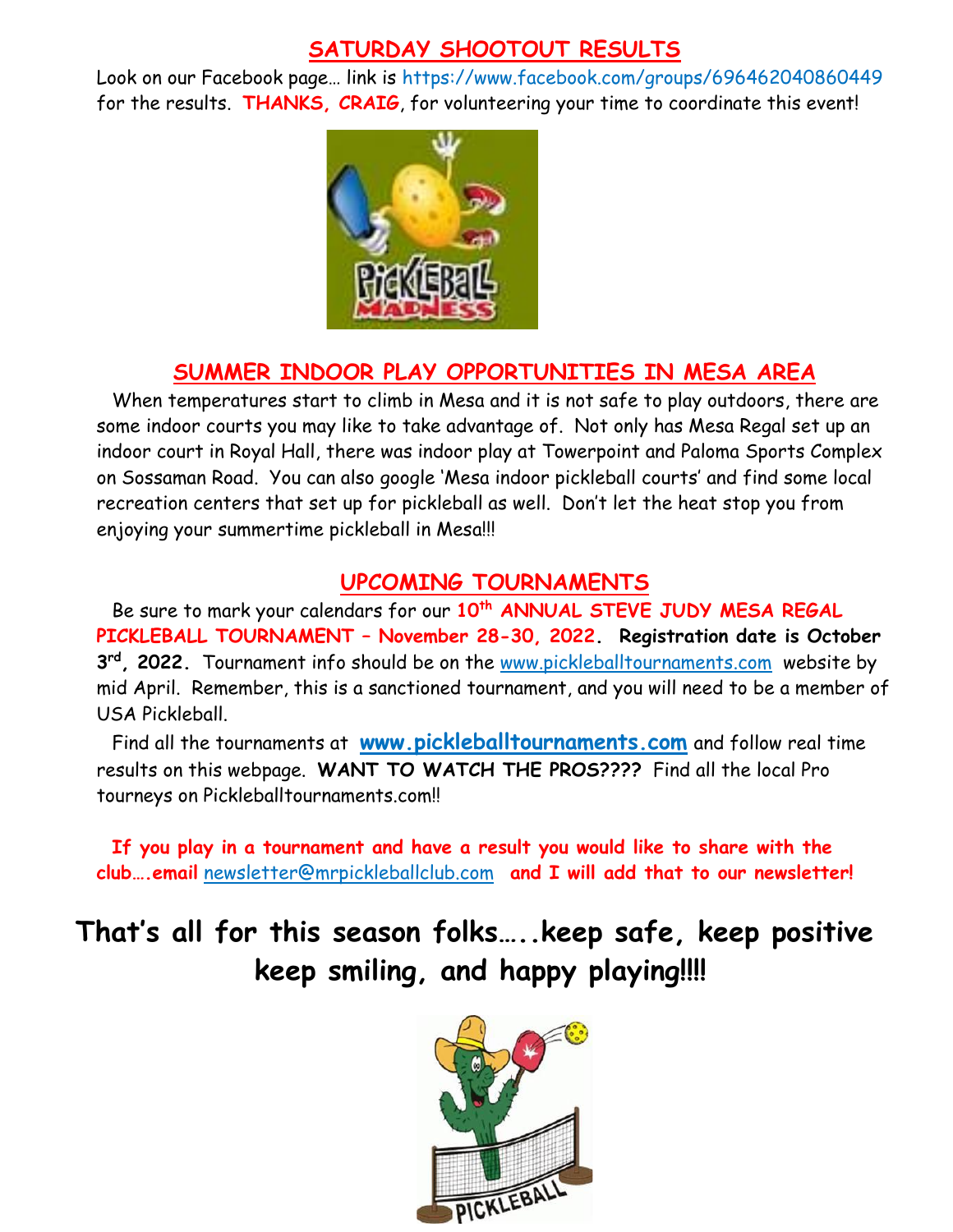## SATURDAY SHOOTOUT RESULTS

Look on our Facebook page… link is https://www.facebook.com/groups/696462040860449 for the results. **THANKS, CRAIG**, for volunteering your time to coordinate this event!

## SUMMER INDOOR PLAY OPPORTUNITIES IN MESA AREA

When temperatures start to climb in Mesa and it is not safe to play outdoors, there are some indoor courts you may like to take advantage of. Not only has Mesa Regal set up an indoor court in Royal Hall, there was indoor play at Towerpoint and Paloma Sports Complex on Sossaman Road. You can also google 'Mesa indoor pickleball courts' and find some local recreation centers that set up for pickleball as well. Don't let the heat stop you from enjoying your summertime pickleball in Mesa!!!

## UPCOMING TOURNAMENTS

Be sure to mark your calendars for our **10th ANNUAL STEVE JUDY MESA REGAL PICKLEBALL TOURNAMENT – November 28-30, 2022. Registration date is October 3rd, 2022.** Tournament info should be on the www.pickleballtournaments.com website by mid April. Remember, this is a sanctioned tournament, and you will need to be a member of USA Pickleball.

Find all the tournaments at **www.pickleballtournaments.com** and follow real time results on this webpage. **WANT TO WATCH THE PROS????** Find all the local Pro tourneys on Pickleballtournaments.com!!

**If you play in a tournament and have a result you would like to share with the club….email** newsletter@mrpickleballclub.com **and I will add that to our newsletter!**

**That's all for this season folks…..keep safe, keep positive keep smiling, and happy playing!!!!**